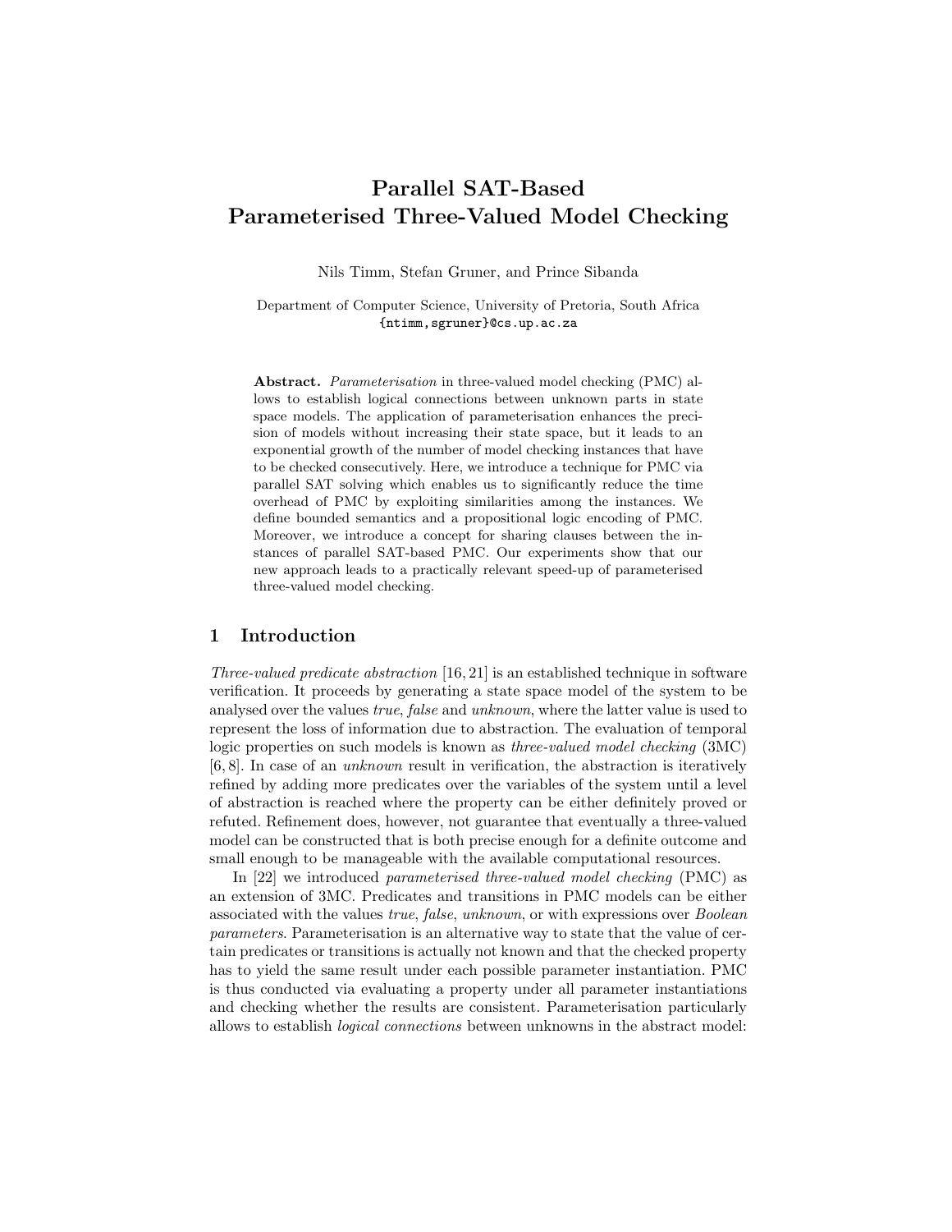# Parallel SAT-Based Parameterised Three-Valued Model Checking

Nils Timm, Stefan Gruner, and Prince Sibanda

Department of Computer Science, University of Pretoria, South Africa
{ntimm,sgruner}@cs.up.ac.za

**Abstract.** *Parameterisation* in three-valued model checking (PMC) allows to establish logical connections between unknown parts in state space models. The application of parameterisation enhances the precision of models without increasing their state space, but it leads to an exponential growth of the number of model checking instances that have to be checked consecutively. Here, we introduce a technique for PMC via parallel SAT solving which enables us to significantly reduce the time overhead of PMC by exploiting similarities among the instances. We define bounded semantics and a propositional logic encoding of PMC. Moreover, we introduce a concept for sharing clauses between the instances of parallel SAT-based PMC. Our experiments show that our new approach leads to a practically relevant speed-up of parameterised three-valued model checking.

## 1 Introduction

*Three-valued predicate abstraction* [16, 21] is an established technique in software verification. It proceeds by generating a state space model of the system to be analysed over the values *true*, *false* and *unknown*, where the latter value is used to represent the loss of information due to abstraction. The evaluation of temporal logic properties on such models is known as *three-valued model checking* (3MC) [6, 8]. In case of an *unknown* result in verification, the abstraction is iteratively refined by adding more predicates over the variables of the system until a level of abstraction is reached where the property can be either definitely proved or refuted. Refinement does, however, not guarantee that eventually a three-valued model can be constructed that is both precise enough for a definite outcome and small enough to be manageable with the available computational resources.

In [22] we introduced *parameterised three-valued model checking* (PMC) as an extension of 3MC. Predicates and transitions in PMC models can be either associated with the values *true*, *false*, *unknown*, or with expressions over *Boolean parameters*. Parameterisation is an alternative way to state that the value of certain predicates or transitions is actually not known and that the checked property has to yield the same result under each possible parameter instantiation. PMC is thus conducted via evaluating a property under all parameter instantiations and checking whether the results are consistent. Parameterisation particularly allows to establish *logical connections* between unknowns in the abstract model: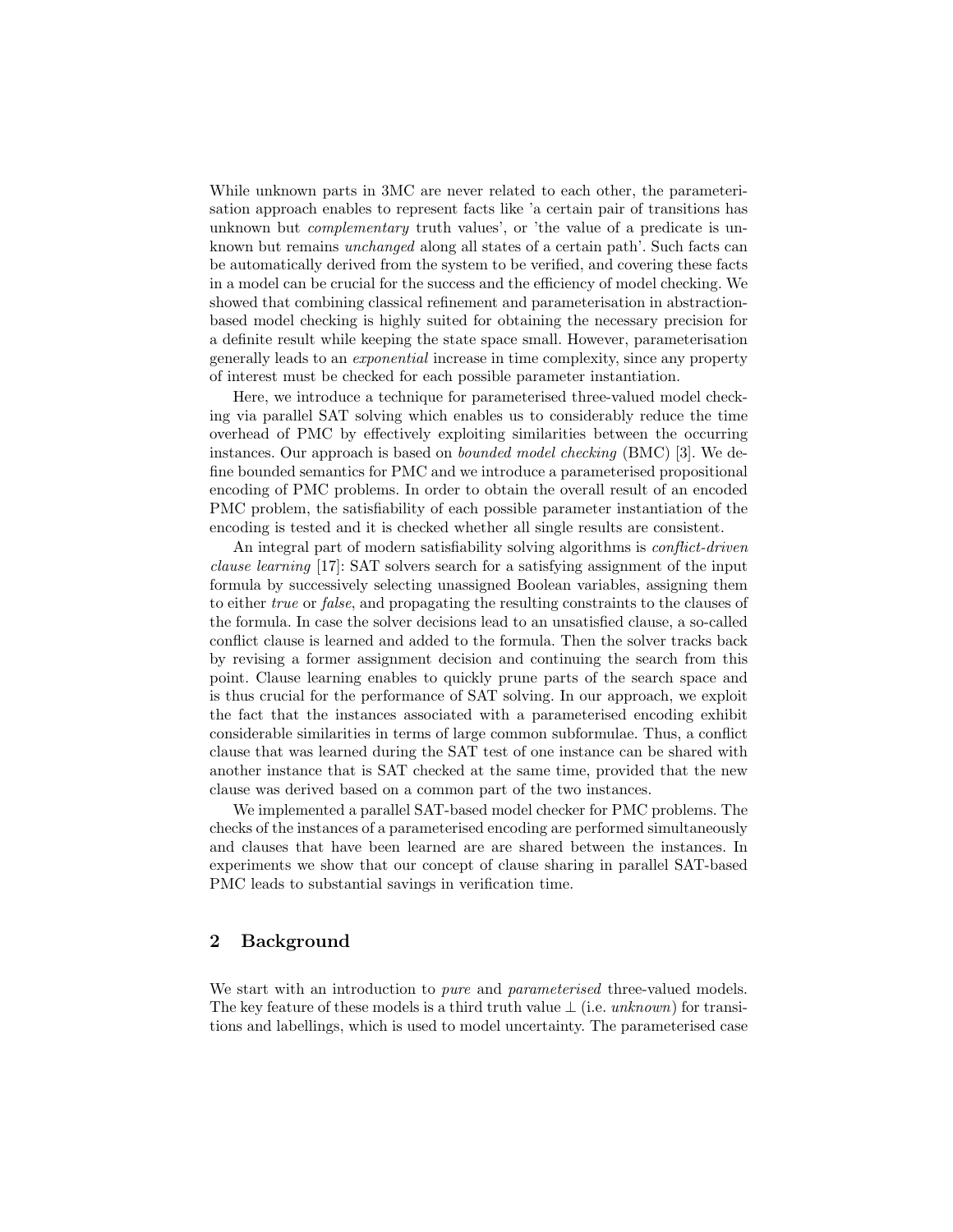While unknown parts in 3MC are never related to each other, the parameterisation approach enables to represent facts like 'a certain pair of transitions has unknown but *complementary* truth values', or 'the value of a predicate is unknown but remains *unchanged* along all states of a certain path'. Such facts can be automatically derived from the system to be verified, and covering these facts in a model can be crucial for the success and the efficiency of model checking. We showed that combining classical refinement and parameterisation in abstraction-based model checking is highly suited for obtaining the necessary precision for a definite result while keeping the state space small. However, parameterisation generally leads to an *exponential* increase in time complexity, since any property of interest must be checked for each possible parameter instantiation.

Here, we introduce a technique for parameterised three-valued model checking via parallel SAT solving which enables us to considerably reduce the time overhead of PMC by effectively exploiting similarities between the occurring instances. Our approach is based on *bounded model checking* (BMC) [3]. We define bounded semantics for PMC and we introduce a parameterised propositional encoding of PMC problems. In order to obtain the overall result of an encoded PMC problem, the satisfiability of each possible parameter instantiation of the encoding is tested and it is checked whether all single results are consistent.

An integral part of modern satisfiability solving algorithms is *conflict-driven clause learning* [17]: SAT solvers search for a satisfying assignment of the input formula by successively selecting unassigned Boolean variables, assigning them to either *true* or *false*, and propagating the resulting constraints to the clauses of the formula. In case the solver decisions lead to an unsatisfied clause, a so-called conflict clause is learned and added to the formula. Then the solver tracks back by revising a former assignment decision and continuing the search from this point. Clause learning enables to quickly prune parts of the search space and is thus crucial for the performance of SAT solving. In our approach, we exploit the fact that the instances associated with a parameterised encoding exhibit considerable similarities in terms of large common subformulae. Thus, a conflict clause that was learned during the SAT test of one instance can be shared with another instance that is SAT checked at the same time, provided that the new clause was derived based on a common part of the two instances.

We implemented a parallel SAT-based model checker for PMC problems. The checks of the instances of a parameterised encoding are performed simultaneously and clauses that have been learned are are shared between the instances. In experiments we show that our concept of clause sharing in parallel SAT-based PMC leads to substantial savings in verification time.

## 2 Background

We start with an introduction to *pure* and *parameterised* three-valued models. The key feature of these models is a third truth value $\perp$ (i.e. *unknown*) for transitions and labellings, which is used to model uncertainty. The parameterised case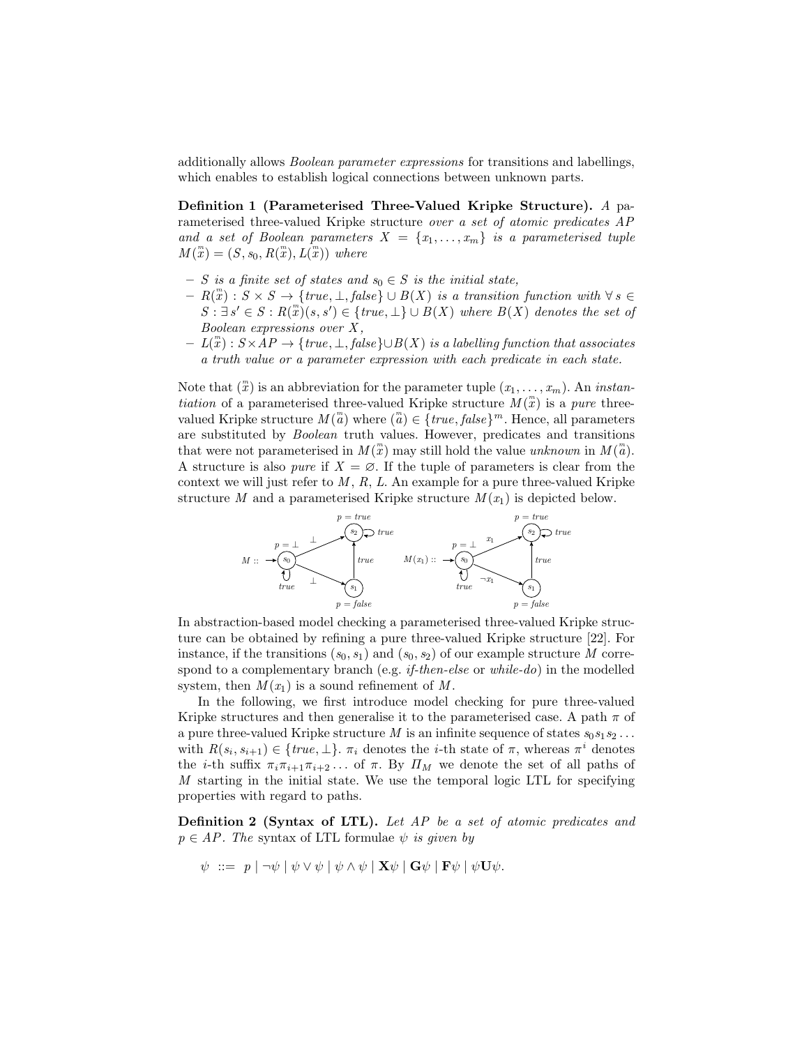additionally allows *Boolean parameter expressions* for transitions and labellings, which enables to establish logical connections between unknown parts.

**Definition 1 (Parameterised Three-Valued Kripke Structure).** *A parameterised three-valued Kripke structure over a set of atomic predicates AP and a set of Boolean parameters $X = \{x_1, \ldots, x_m\}$ is a parameterised tuple $M(\overset{m}{x}) = (S, s_0, R(\overset{m}{x}), L(\overset{m}{x}))$ where*

- *$S$ is a finite set of states and $s_0 \in S$ is the initial state,*
- *$R(\overset{m}{x}) : S \times S \to \{true, \bot, false\} \cup B(X)$ is a transition function with $\forall\, s \in S : \exists\, s' \in S : R(\overset{m}{x})(s, s') \in \{true, \bot\} \cup B(X)$ where $B(X)$ denotes the set of Boolean expressions over $X$,*
- *$L(\overset{m}{x}) : S \times AP \to \{true, \bot, false\} \cup B(X)$ is a labelling function that associates a truth value or a parameter expression with each predicate in each state.*

Note that $(\overset{m}{x})$ is an abbreviation for the parameter tuple $(x_1, \ldots, x_m)$. An *instantiation* of a parameterised three-valued Kripke structure $M(\overset{m}{x})$ is a *pure* three-valued Kripke structure $M(\overset{m}{a})$ where $(\overset{m}{a}) \in \{true, false\}^m$. Hence, all parameters are substituted by *Boolean* truth values. However, predicates and transitions that were not parameterised in $M(\overset{m}{x})$ may still hold the value *unknown* in $M(\overset{m}{a})$. A structure is also *pure* if $X = \varnothing$. If the tuple of parameters is clear from the context we will just refer to $M$, $R$, $L$. An example for a pure three-valued Kripke structure $M$ and a parameterised Kripke structure $M(x_1)$ is depicted below.

In abstraction-based model checking a parameterised three-valued Kripke structure can be obtained by refining a pure three-valued Kripke structure [22]. For instance, if the transitions $(s_0, s_1)$ and $(s_0, s_2)$ of our example structure $M$ correspond to a complementary branch (e.g. *if-then-else* or *while-do*) in the modelled system, then $M(x_1)$ is a sound refinement of $M$.

In the following, we first introduce model checking for pure three-valued Kripke structures and then generalise it to the parameterised case. A path $\pi$ of a pure three-valued Kripke structure $M$ is an infinite sequence of states $s_0 s_1 s_2 \ldots$ with $R(s_i, s_{i+1}) \in \{true, \bot\}$. $\pi_i$ denotes the $i$-th state of $\pi$, whereas $\pi^i$ denotes the $i$-th suffix $\pi_i \pi_{i+1} \pi_{i+2} \ldots$ of $\pi$. By $\Pi_M$ we denote the set of all paths of $M$ starting in the initial state. We use the temporal logic LTL for specifying properties with regard to paths.

**Definition 2 (Syntax of LTL).** *Let AP be a set of atomic predicates and $p \in AP$. The* syntax of LTL formulae *$\psi$ is given by*

$$\psi \ ::= \ p \mid \neg\psi \mid \psi \vee \psi \mid \psi \wedge \psi \mid \mathbf{X}\psi \mid \mathbf{G}\psi \mid \mathbf{F}\psi \mid \psi \mathbf{U} \psi.$$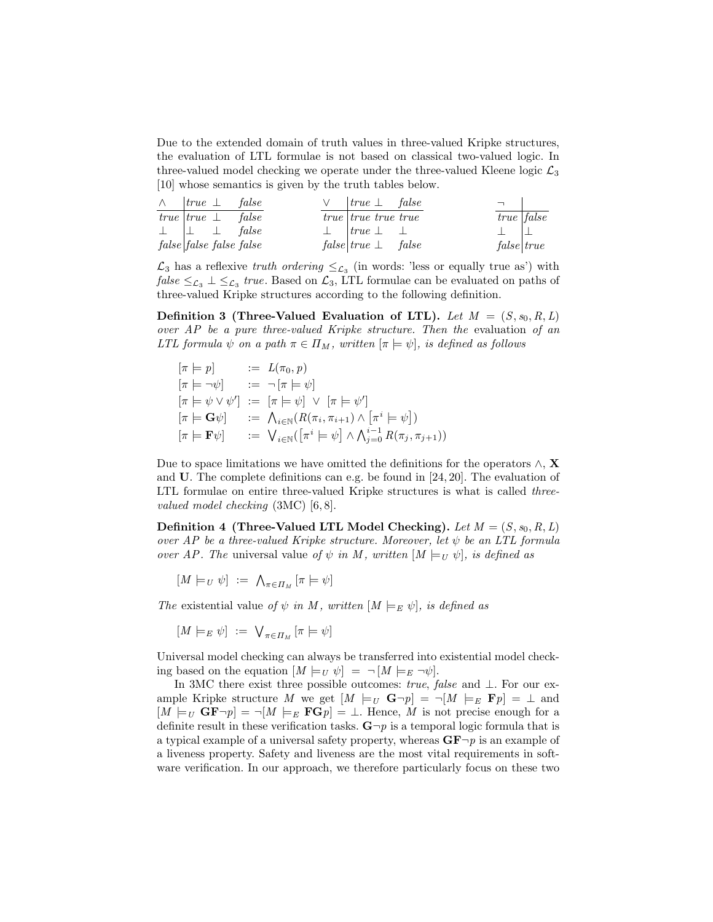Due to the extended domain of truth values in three-valued Kripke structures, the evaluation of LTL formulae is not based on classical two-valued logic. In three-valued model checking we operate under the three-valued Kleene logic $\mathcal{L}_3$ [10] whose semantics is given by the truth tables below.

| $\wedge$ | *true* | $\bot$ | *false* |
|---|---|---|---|
| *true* | *true* | $\bot$ | *false* |
| $\bot$ | $\bot$ | $\bot$ | *false* |
| *false* | *false* | *false* | *false* |

| $\vee$ | *true* | $\bot$ | *false* |
|---|---|---|---|
| *true* | *true* | *true* | *true* |
| $\bot$ | *true* | $\bot$ | $\bot$ |
| *false* | *true* | $\bot$ | *false* |

| $\neg$ | |
|---|---|
| *true* | *false* |
| $\bot$ | $\bot$ |
| *false* | *true* |

$\mathcal{L}_3$ has a reflexive *truth ordering* $\leq_{\mathcal{L}_3}$ (in words: 'less or equally true as') with $\mathit{false} \leq_{\mathcal{L}_3} \bot \leq_{\mathcal{L}_3} \mathit{true}$. Based on $\mathcal{L}_3$, LTL formulae can be evaluated on paths of three-valued Kripke structures according to the following definition.

**Definition 3 (Three-Valued Evaluation of LTL).** *Let $M = (S, s_0, R, L)$ over $AP$ be a pure three-valued Kripke structure. Then the* evaluation *of an LTL formula $\psi$ on a path $\pi \in \Pi_M$, written $[\pi \models \psi]$, is defined as follows*

$$
\begin{aligned}
[\pi \models p] &:= L(\pi_0, p) \\
[\pi \models \neg\psi] &:= \neg\,[\pi \models \psi] \\
[\pi \models \psi \vee \psi'] &:= [\pi \models \psi] \ \vee\ [\pi \models \psi'] \\
[\pi \models \mathbf{G}\psi] &:= \textstyle\bigwedge_{i\in\mathbb{N}}\big(R(\pi_i, \pi_{i+1}) \wedge \big[\pi^i \models \psi\big]\big) \\
[\pi \models \mathbf{F}\psi] &:= \textstyle\bigvee_{i\in\mathbb{N}}\big(\big[\pi^i \models \psi\big] \wedge \bigwedge_{j=0}^{i-1} R(\pi_j, \pi_{j+1})\big)
\end{aligned}
$$

Due to space limitations we have omitted the definitions for the operators $\wedge$, $\mathbf{X}$ and $\mathbf{U}$. The complete definitions can e.g. be found in [24, 20]. The evaluation of LTL formulae on entire three-valued Kripke structures is what is called *three-valued model checking* (3MC) [6, 8].

**Definition 4 (Three-Valued LTL Model Checking).** *Let $M = (S, s_0, R, L)$ over $AP$ be a three-valued Kripke structure. Moreover, let $\psi$ be an LTL formula over $AP$. The* universal value *of $\psi$ in $M$, written $[M \models_U \psi]$, is defined as*

$$[M \models_U \psi] \ :=\ \textstyle\bigwedge_{\pi\in\Pi_M} [\pi \models \psi]$$

*The* existential value *of $\psi$ in $M$, written $[M \models_E \psi]$, is defined as*

$$[M \models_E \psi] \ :=\ \textstyle\bigvee_{\pi\in\Pi_M} [\pi \models \psi]$$

Universal model checking can always be transferred into existential model checking based on the equation $[M \models_U \psi] \ =\ \neg\,[M \models_E \neg\psi]$.

In 3MC there exist three possible outcomes: *true*, *false* and $\bot$. For our example Kripke structure $M$ we get $[M \models_U \mathbf{G}\neg p] = \neg[M \models_E \mathbf{F}p] = \bot$ and $[M \models_U \mathbf{GF}\neg p] = \neg[M \models_E \mathbf{FG}p] = \bot$. Hence, $M$ is not precise enough for a definite result in these verification tasks. $\mathbf{G}\neg p$ is a temporal logic formula that is a typical example of a universal safety property, whereas $\mathbf{GF}\neg p$ is an example of a liveness property. Safety and liveness are the most vital requirements in software verification. In our approach, we therefore particularly focus on these two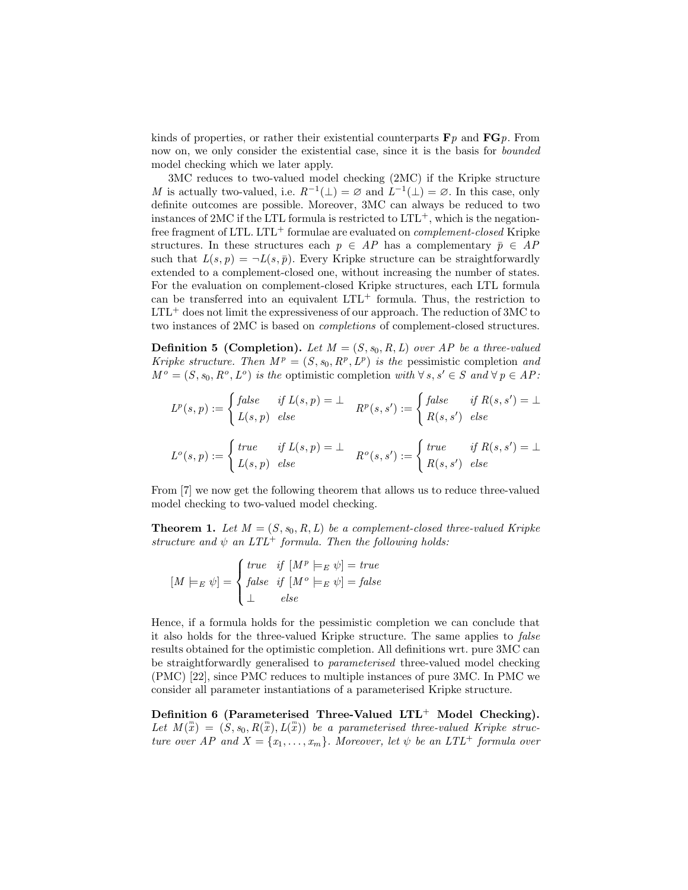kinds of properties, or rather their existential counterparts $\mathbf{F}p$ and $\mathbf{FG}p$. From now on, we only consider the existential case, since it is the basis for *bounded* model checking which we later apply.

3MC reduces to two-valued model checking (2MC) if the Kripke structure $M$ is actually two-valued, i.e. $R^{-1}(\bot) = \varnothing$ and $L^{-1}(\bot) = \varnothing$. In this case, only definite outcomes are possible. Moreover, 3MC can always be reduced to two instances of 2MC if the LTL formula is restricted to LTL$^+$, which is the negation-free fragment of LTL. LTL$^+$ formulae are evaluated on *complement-closed* Kripke structures. In these structures each $p \in AP$ has a complementary $\bar{p} \in AP$ such that $L(s,p) = \neg L(s,\bar{p})$. Every Kripke structure can be straightforwardly extended to a complement-closed one, without increasing the number of states. For the evaluation on complement-closed Kripke structures, each LTL formula can be transferred into an equivalent LTL$^+$ formula. Thus, the restriction to LTL$^+$ does not limit the expressiveness of our approach. The reduction of 3MC to two instances of 2MC is based on *completions* of complement-closed structures.

**Definition 5 (Completion).** *Let $M = (S, s_0, R, L)$ over $AP$ be a three-valued Kripke structure. Then $M^p = (S, s_0, R^p, L^p)$ is the* pessimistic completion *and $M^o = (S, s_0, R^o, L^o)$ is the* optimistic completion *with $\forall\, s, s' \in S$ and $\forall\, p \in AP$:*

$$L^p(s,p) := \begin{cases} \mathit{false} & \text{if } L(s,p) = \bot \\ L(s,p) & \text{else} \end{cases} \qquad R^p(s,s') := \begin{cases} \mathit{false} & \text{if } R(s,s') = \bot \\ R(s,s') & \text{else} \end{cases}$$

$$L^o(s,p) := \begin{cases} \mathit{true} & \text{if } L(s,p) = \bot \\ L(s,p) & \text{else} \end{cases} \qquad R^o(s,s') := \begin{cases} \mathit{true} & \text{if } R(s,s') = \bot \\ R(s,s') & \text{else} \end{cases}$$

From [7] we now get the following theorem that allows us to reduce three-valued model checking to two-valued model checking.

**Theorem 1.** *Let $M = (S, s_0, R, L)$ be a complement-closed three-valued Kripke structure and $\psi$ an LTL$^+$ formula. Then the following holds:*

$$[M \models_E \psi] = \begin{cases} \mathit{true} & \text{if } [M^p \models_E \psi] = \mathit{true} \\ \mathit{false} & \text{if } [M^o \models_E \psi] = \mathit{false} \\ \bot & \text{else} \end{cases}$$

Hence, if a formula holds for the pessimistic completion we can conclude that it also holds for the three-valued Kripke structure. The same applies to *false* results obtained for the optimistic completion. All definitions wrt. pure 3MC can be straightforwardly generalised to *parameterised* three-valued model checking (PMC) [22], since PMC reduces to multiple instances of pure 3MC. In PMC we consider all parameter instantiations of a parameterised Kripke structure.

**Definition 6 (Parameterised Three-Valued LTL$^+$ Model Checking).** *Let $M(\overset{m}{x}) = (S, s_0, R(\overset{m}{x}), L(\overset{m}{x}))$ be a parameterised three-valued Kripke structure over $AP$ and $X = \{x_1, \ldots, x_m\}$. Moreover, let $\psi$ be an LTL$^+$ formula over*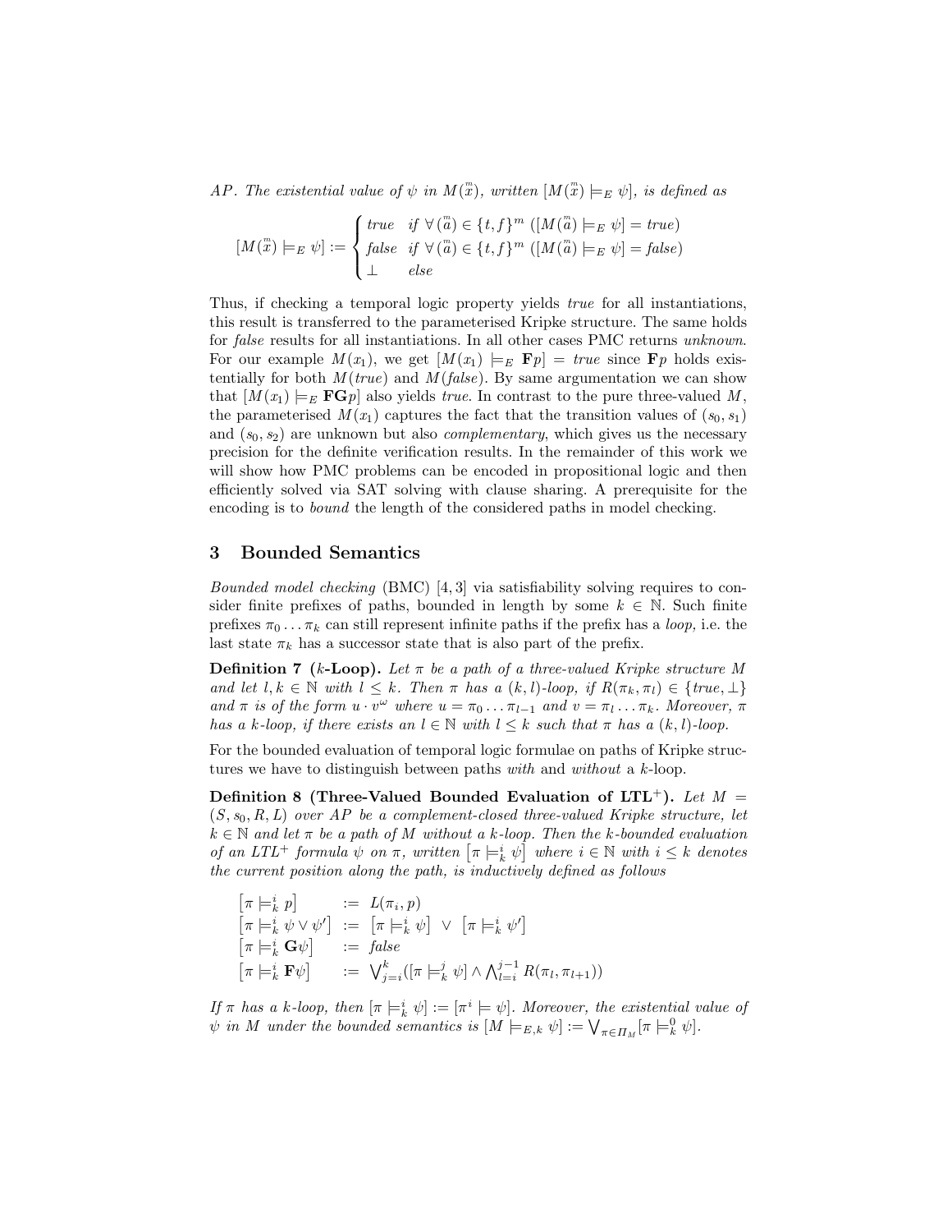*AP*. *The existential value of $\psi$ in $M(\overset{m}{x})$, written $[M(\overset{m}{x}) \models_E \psi]$, is defined as*

$$[M(\overset{m}{x}) \models_E \psi] := \begin{cases} \mathit{true} & \text{if } \forall\, (\overset{m}{a}) \in \{t,f\}^m \; ([M(\overset{m}{a}) \models_E \psi] = \mathit{true}) \\ \mathit{false} & \text{if } \forall\, (\overset{m}{a}) \in \{t,f\}^m \; ([M(\overset{m}{a}) \models_E \psi] = \mathit{false}) \\ \perp & \mathit{else} \end{cases}$$

Thus, if checking a temporal logic property yields *true* for all instantiations, this result is transferred to the parameterised Kripke structure. The same holds for *false* results for all instantiations. In all other cases PMC returns *unknown*. For our example $M(x_1)$, we get $[M(x_1) \models_E \mathbf{F}p] = \mathit{true}$ since $\mathbf{F}p$ holds existentially for both $M(\mathit{true})$ and $M(\mathit{false})$. By same argumentation we can show that $[M(x_1) \models_E \mathbf{FG}p]$ also yields *true*. In contrast to the pure three-valued $M$, the parameterised $M(x_1)$ captures the fact that the transition values of $(s_0, s_1)$ and $(s_0, s_2)$ are unknown but also *complementary*, which gives us the necessary precision for the definite verification results. In the remainder of this work we will show how PMC problems can be encoded in propositional logic and then efficiently solved via SAT solving with clause sharing. A prerequisite for the encoding is to *bound* the length of the considered paths in model checking.

## 3 Bounded Semantics

*Bounded model checking* (BMC) [4, 3] via satisfiability solving requires to consider finite prefixes of paths, bounded in length by some $k \in \mathbb{N}$. Such finite prefixes $\pi_0 \dots \pi_k$ can still represent infinite paths if the prefix has a *loop*, i.e. the last state $\pi_k$ has a successor state that is also part of the prefix.

**Definition 7 ($k$-Loop).** *Let $\pi$ be a path of a three-valued Kripke structure $M$ and let $l, k \in \mathbb{N}$ with $l \leq k$. Then $\pi$ has a $(k,l)$-loop, if $R(\pi_k, \pi_l) \in \{\mathit{true}, \perp\}$ and $\pi$ is of the form $u \cdot v^\omega$ where $u = \pi_0 \dots \pi_{l-1}$ and $v = \pi_l \dots \pi_k$. Moreover, $\pi$ has a $k$-loop, if there exists an $l \in \mathbb{N}$ with $l \leq k$ such that $\pi$ has a $(k,l)$-loop.*

For the bounded evaluation of temporal logic formulae on paths of Kripke structures we have to distinguish between paths *with* and *without* a $k$-loop.

**Definition 8 (Three-Valued Bounded Evaluation of LTL$^+$).** *Let $M = (S, s_0, R, L)$ over $AP$ be a complement-closed three-valued Kripke structure, let $k \in \mathbb{N}$ and let $\pi$ be a path of $M$ without a $k$-loop. Then the $k$-bounded evaluation of an LTL$^+$ formula $\psi$ on $\pi$, written $[\pi \models_k^i \psi]$ where $i \in \mathbb{N}$ with $i \leq k$ denotes the current position along the path, is inductively defined as follows*

$$\begin{aligned}
[\pi \models_k^i p] &:= L(\pi_i, p) \\
[\pi \models_k^i \psi \vee \psi'] &:= [\pi \models_k^i \psi] \;\vee\; [\pi \models_k^i \psi'] \\
[\pi \models_k^i \mathbf{G}\psi] &:= \mathit{false} \\
[\pi \models_k^i \mathbf{F}\psi] &:= \textstyle\bigvee_{j=i}^{k} ([\pi \models_k^j \psi] \wedge \bigwedge_{l=i}^{j-1} R(\pi_l, \pi_{l+1}))
\end{aligned}$$

*If $\pi$ has a $k$-loop, then $[\pi \models_k^i \psi] := [\pi^i \models \psi]$. Moreover, the existential value of $\psi$ in $M$ under the bounded semantics is $[M \models_{E,k} \psi] := \bigvee_{\pi \in \Pi_M} [\pi \models_k^0 \psi]$.*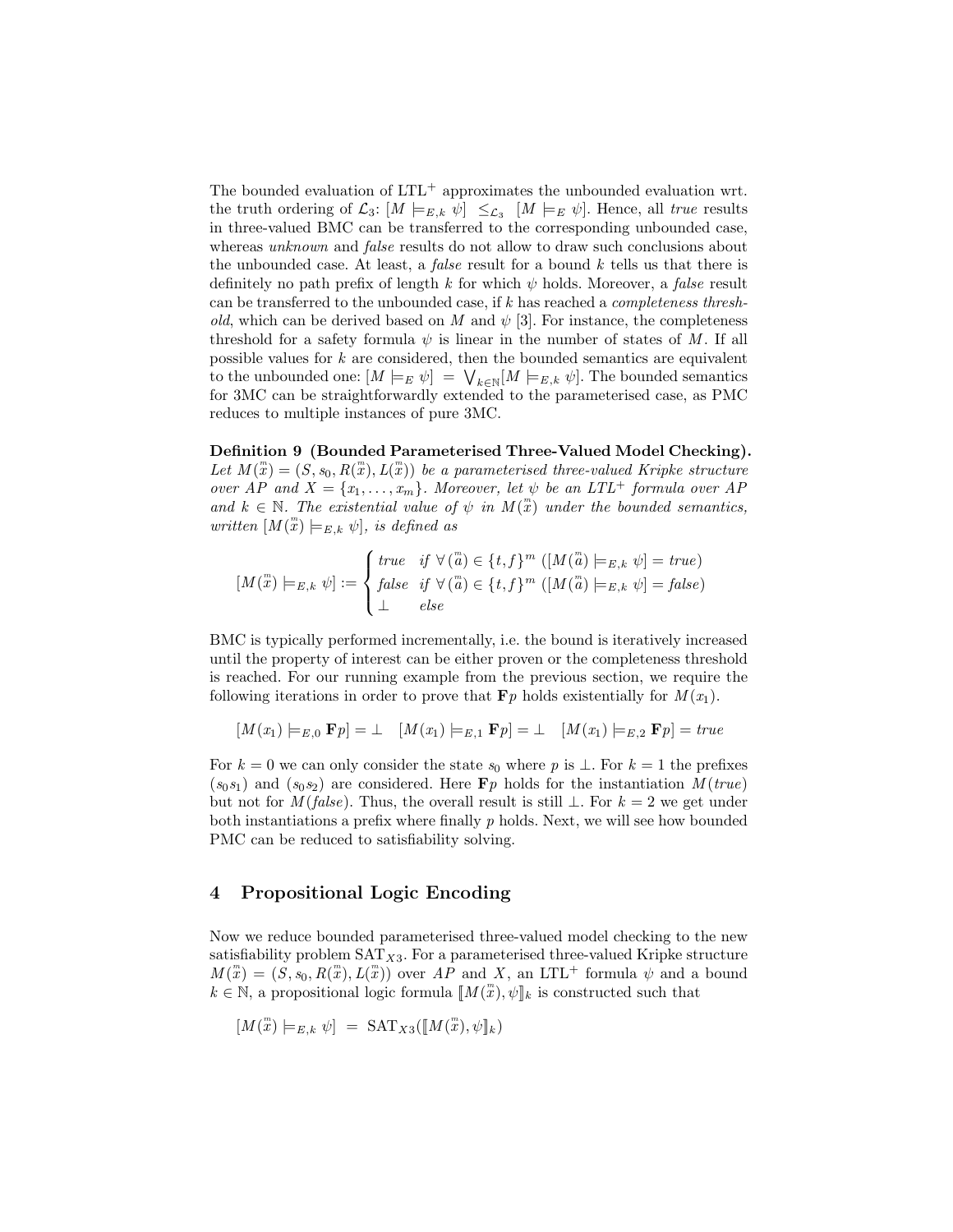The bounded evaluation of LTL$^+$ approximates the unbounded evaluation wrt. the truth ordering of $\mathcal{L}_3$: $[M \models_{E,k} \psi] \leq_{\mathcal{L}_3} [M \models_E \psi]$. Hence, all *true* results in three-valued BMC can be transferred to the corresponding unbounded case, whereas *unknown* and *false* results do not allow to draw such conclusions about the unbounded case. At least, a *false* result for a bound $k$ tells us that there is definitely no path prefix of length $k$ for which $\psi$ holds. Moreover, a *false* result can be transferred to the unbounded case, if $k$ has reached a *completeness threshold*, which can be derived based on $M$ and $\psi$ [3]. For instance, the completeness threshold for a safety formula $\psi$ is linear in the number of states of $M$. If all possible values for $k$ are considered, then the bounded semantics are equivalent to the unbounded one: $[M \models_E \psi] = \bigvee_{k \in \mathbb{N}} [M \models_{E,k} \psi]$. The bounded semantics for 3MC can be straightforwardly extended to the parameterised case, as PMC reduces to multiple instances of pure 3MC.

**Definition 9 (Bounded Parameterised Three-Valued Model Checking).** *Let $M(\overset{m}{x}) = (S, s_0, R(\overset{m}{x}), L(\overset{m}{x}))$ be a parameterised three-valued Kripke structure over $AP$ and $X = \{x_1, \ldots, x_m\}$. Moreover, let $\psi$ be an LTL$^+$ formula over $AP$ and $k \in \mathbb{N}$. The existential value of $\psi$ in $M(\overset{m}{x})$ under the bounded semantics, written $[M(\overset{m}{x}) \models_{E,k} \psi]$, is defined as*

$$[M(\overset{m}{x}) \models_{E,k} \psi] := \begin{cases} \mathit{true} & \mathit{if}\ \forall\, (\overset{m}{a}) \in \{t, f\}^m\ ([M(\overset{m}{a}) \models_{E,k} \psi] = \mathit{true}) \\ \mathit{false} & \mathit{if}\ \forall\, (\overset{m}{a}) \in \{t, f\}^m\ ([M(\overset{m}{a}) \models_{E,k} \psi] = \mathit{false}) \\ \bot & \mathit{else} \end{cases}$$

BMC is typically performed incrementally, i.e. the bound is iteratively increased until the property of interest can be either proven or the completeness threshold is reached. For our running example from the previous section, we require the following iterations in order to prove that $\mathbf{F}p$ holds existentially for $M(x_1)$.

$$[M(x_1) \models_{E,0} \mathbf{F}p] = \bot \quad [M(x_1) \models_{E,1} \mathbf{F}p] = \bot \quad [M(x_1) \models_{E,2} \mathbf{F}p] = \mathit{true}$$

For $k = 0$ we can only consider the state $s_0$ where $p$ is $\bot$. For $k = 1$ the prefixes $(s_0 s_1)$ and $(s_0 s_2)$ are considered. Here $\mathbf{F}p$ holds for the instantiation $M(\mathit{true})$ but not for $M(\mathit{false})$. Thus, the overall result is still $\bot$. For $k = 2$ we get under both instantiations a prefix where finally $p$ holds. Next, we will see how bounded PMC can be reduced to satisfiability solving.

## 4 Propositional Logic Encoding

Now we reduce bounded parameterised three-valued model checking to the new satisfiability problem $\mathrm{SAT}_{X3}$. For a parameterised three-valued Kripke structure $M(\overset{m}{x}) = (S, s_0, R(\overset{m}{x}), L(\overset{m}{x}))$ over $AP$ and $X$, an LTL$^+$ formula $\psi$ and a bound $k \in \mathbb{N}$, a propositional logic formula $[\![M(\overset{m}{x}), \psi]\!]_k$ is constructed such that

$$[M(\overset{m}{x}) \models_{E,k} \psi] \;=\; \mathrm{SAT}_{X3}([\![M(\overset{m}{x}), \psi]\!]_k)$$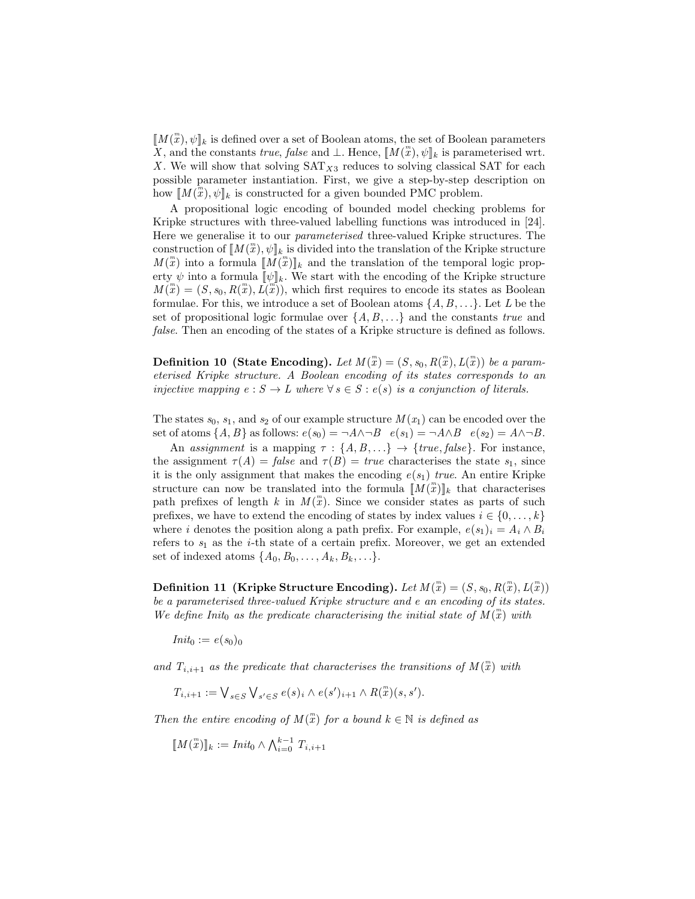$[\![M(\overset{m}{x}), \psi]\!]_k$ is defined over a set of Boolean atoms, the set of Boolean parameters $X$, and the constants *true*, *false* and $\bot$. Hence, $[\![M(\overset{m}{x}), \psi]\!]_k$ is parameterised wrt. $X$. We will show that solving $\text{SAT}_{X3}$ reduces to solving classical SAT for each possible parameter instantiation. First, we give a step-by-step description on how $[\![M(\overset{m}{x}), \psi]\!]_k$ is constructed for a given bounded PMC problem.

A propositional logic encoding of bounded model checking problems for Kripke structures with three-valued labelling functions was introduced in [24]. Here we generalise it to our *parameterised* three-valued Kripke structures. The construction of $[\![M(\overset{m}{x}), \psi]\!]_k$ is divided into the translation of the Kripke structure $M(\overset{m}{x})$ into a formula $[\![M(\overset{m}{x})]\!]_k$ and the translation of the temporal logic property $\psi$ into a formula $[\![\psi]\!]_k$. We start with the encoding of the Kripke structure $M(\overset{m}{x}) = (S, s_0, R(\overset{m}{x}), L(\overset{m}{x}))$, which first requires to encode its states as Boolean formulae. For this, we introduce a set of Boolean atoms $\{A, B, \ldots\}$. Let $L$ be the set of propositional logic formulae over $\{A, B, \ldots\}$ and the constants *true* and *false*. Then an encoding of the states of a Kripke structure is defined as follows.

**Definition 10 (State Encoding).** *Let $M(\overset{m}{x}) = (S, s_0, R(\overset{m}{x}), L(\overset{m}{x}))$ be a parameterised Kripke structure. A Boolean encoding of its states corresponds to an injective mapping $e : S \to L$ where $\forall\, s \in S : e(s)$ is a conjunction of literals.*

The states $s_0$, $s_1$, and $s_2$ of our example structure $M(x_1)$ can be encoded over the set of atoms $\{A, B\}$ as follows: $e(s_0) = \neg A \wedge \neg B \quad e(s_1) = \neg A \wedge B \quad e(s_2) = A \wedge \neg B$.

An *assignment* is a mapping $\tau : \{A, B, \ldots\} \to \{\mathit{true}, \mathit{false}\}$. For instance, the assignment $\tau(A) = \mathit{false}$ and $\tau(B) = \mathit{true}$ characterises the state $s_1$, since it is the only assignment that makes the encoding $e(s_1)$ *true*. An entire Kripke structure can now be translated into the formula $[\![M(\overset{m}{x})]\!]_k$ that characterises path prefixes of length $k$ in $M(\overset{m}{x})$. Since we consider states as parts of such prefixes, we have to extend the encoding of states by index values $i \in \{0, \ldots, k\}$ where $i$ denotes the position along a path prefix. For example, $e(s_1)_i = A_i \wedge B_i$ refers to $s_1$ as the $i$-th state of a certain prefix. Moreover, we get an extended set of indexed atoms $\{A_0, B_0, \ldots, A_k, B_k, \ldots\}$.

**Definition 11 (Kripke Structure Encoding).** *Let $M(\overset{m}{x}) = (S, s_0, R(\overset{m}{x}), L(\overset{m}{x}))$ be a parameterised three-valued Kripke structure and $e$ an encoding of its states. We define $\mathit{Init}_0$ as the predicate characterising the initial state of $M(\overset{m}{x})$ with*

$$\mathit{Init}_0 := e(s_0)_0$$

*and $T_{i,i+1}$ as the predicate that characterises the transitions of $M(\overset{m}{x})$ with*

$$T_{i,i+1} := \bigvee_{s \in S} \bigvee_{s' \in S} e(s)_i \wedge e(s')_{i+1} \wedge R(\overset{m}{x})(s, s').$$

*Then the entire encoding of $M(\overset{m}{x})$ for a bound $k \in \mathbb{N}$ is defined as*

$$[\![M(\overset{m}{x})]\!]_k := \mathit{Init}_0 \wedge \bigwedge_{i=0}^{k-1} T_{i,i+1}$$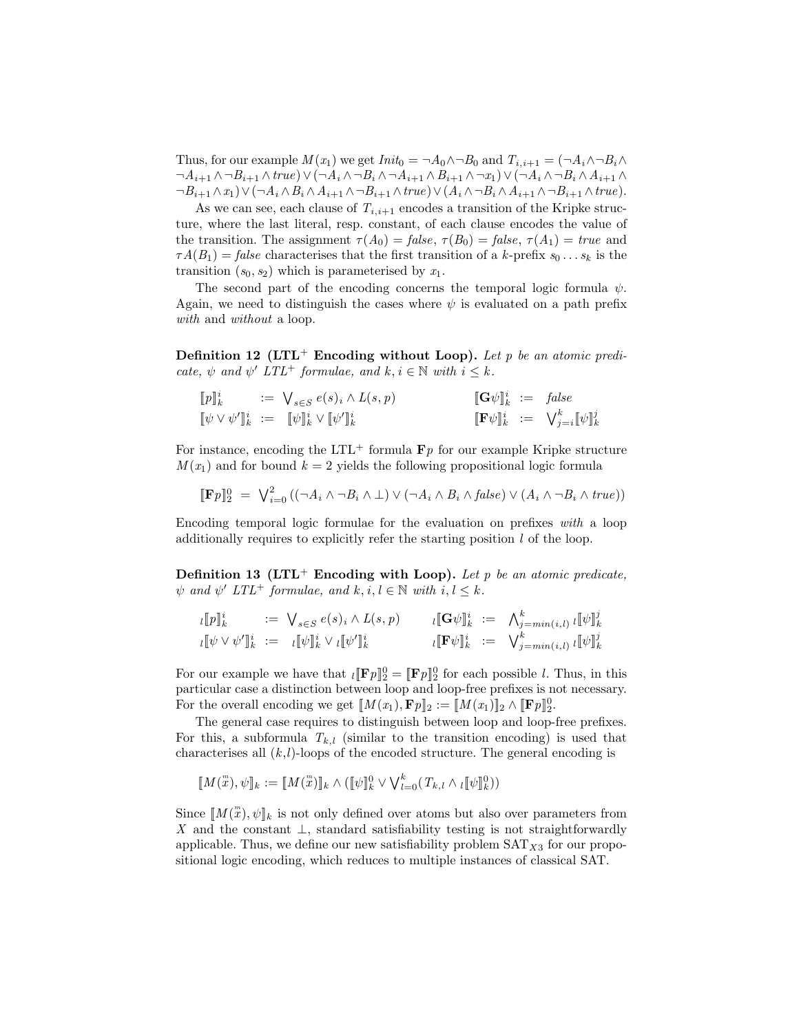Thus, for our example $M(x_1)$ we get $Init_0 = \neg A_0 \wedge \neg B_0$ and $T_{i,i+1} = (\neg A_i \wedge \neg B_i \wedge \neg A_{i+1} \wedge \neg B_{i+1} \wedge true) \vee (\neg A_i \wedge \neg B_i \wedge \neg A_{i+1} \wedge B_{i+1} \wedge \neg x_1) \vee (\neg A_i \wedge \neg B_i \wedge A_{i+1} \wedge \neg B_{i+1} \wedge x_1) \vee (\neg A_i \wedge B_i \wedge A_{i+1} \wedge \neg B_{i+1} \wedge true) \vee (A_i \wedge \neg B_i \wedge A_{i+1} \wedge \neg B_{i+1} \wedge true)$.

As we can see, each clause of $T_{i,i+1}$ encodes a transition of the Kripke structure, where the last literal, resp. constant, of each clause encodes the value of the transition. The assignment $\tau(A_0) = false$, $\tau(B_0) = false$, $\tau(A_1) = true$ and $\tau A(B_1) = false$ characterises that the first transition of a $k$-prefix $s_0 \dots s_k$ is the transition $(s_0, s_2)$ which is parameterised by $x_1$.

The second part of the encoding concerns the temporal logic formula $\psi$. Again, we need to distinguish the cases where $\psi$ is evaluated on a path prefix *with* and *without* a loop.

**Definition 12 (LTL$^+$ Encoding without Loop).** *Let $p$ be an atomic predicate, $\psi$ and $\psi'$ LTL$^+$ formulae, and $k, i \in \mathbb{N}$ with $i \leq k$.*

$$\llbracket p \rrbracket_k^i := \bigvee_{s \in S} e(s)_i \wedge L(s,p) \qquad \llbracket \mathbf{G}\psi \rrbracket_k^i := false$$

$$\llbracket \psi \vee \psi' \rrbracket_k^i := \llbracket \psi \rrbracket_k^i \vee \llbracket \psi' \rrbracket_k^i \qquad \llbracket \mathbf{F}\psi \rrbracket_k^i := \bigvee_{j=i}^{k} \llbracket \psi \rrbracket_k^j$$

For instance, encoding the LTL$^+$ formula $\mathbf{F}p$ for our example Kripke structure $M(x_1)$ and for bound $k = 2$ yields the following propositional logic formula

$$\llbracket \mathbf{F}p \rrbracket_2^0 = \bigvee_{i=0}^{2} ((\neg A_i \wedge \neg B_i \wedge \bot) \vee (\neg A_i \wedge B_i \wedge false) \vee (A_i \wedge \neg B_i \wedge true))$$

Encoding temporal logic formulae for the evaluation on prefixes *with* a loop additionally requires to explicitly refer the starting position $l$ of the loop.

**Definition 13 (LTL$^+$ Encoding with Loop).** *Let $p$ be an atomic predicate, $\psi$ and $\psi'$ LTL$^+$ formulae, and $k, i, l \in \mathbb{N}$ with $i, l \leq k$.*

$$_l\llbracket p \rrbracket_k^i := \bigvee_{s \in S} e(s)_i \wedge L(s,p) \qquad _l\llbracket \mathbf{G}\psi \rrbracket_k^i := \bigwedge_{j=min(i,l)}^{k} {}_l\llbracket \psi \rrbracket_k^j$$

$$_l\llbracket \psi \vee \psi' \rrbracket_k^i := {}_l\llbracket \psi \rrbracket_k^i \vee {}_l\llbracket \psi' \rrbracket_k^i \qquad _l\llbracket \mathbf{F}\psi \rrbracket_k^i := \bigvee_{j=min(i,l)}^{k} {}_l\llbracket \psi \rrbracket_k^j$$

For our example we have that $_l\llbracket \mathbf{F}p \rrbracket_2^0 = \llbracket \mathbf{F}p \rrbracket_2^0$ for each possible $l$. Thus, in this particular case a distinction between loop and loop-free prefixes is not necessary. For the overall encoding we get $\llbracket M(x_1), \mathbf{F}p \rrbracket_2 := \llbracket M(x_1) \rrbracket_2 \wedge \llbracket \mathbf{F}p \rrbracket_2^0$.

The general case requires to distinguish between loop and loop-free prefixes. For this, a subformula $T_{k,l}$ (similar to the transition encoding) is used that characterises all $(k,l)$-loops of the encoded structure. The general encoding is

$$\llbracket M(\overset{m}{x}), \psi \rrbracket_k := \llbracket M(\overset{m}{x}) \rrbracket_k \wedge (\llbracket \psi \rrbracket_k^0 \vee \bigvee_{l=0}^{k} (T_{k,l} \wedge {}_l\llbracket \psi \rrbracket_k^0))$$

Since $\llbracket M(\overset{m}{x}), \psi \rrbracket_k$ is not only defined over atoms but also over parameters from $X$ and the constant $\bot$, standard satisfiability testing is not straightforwardly applicable. Thus, we define our new satisfiability problem $\text{SAT}_{X3}$ for our propositional logic encoding, which reduces to multiple instances of classical SAT.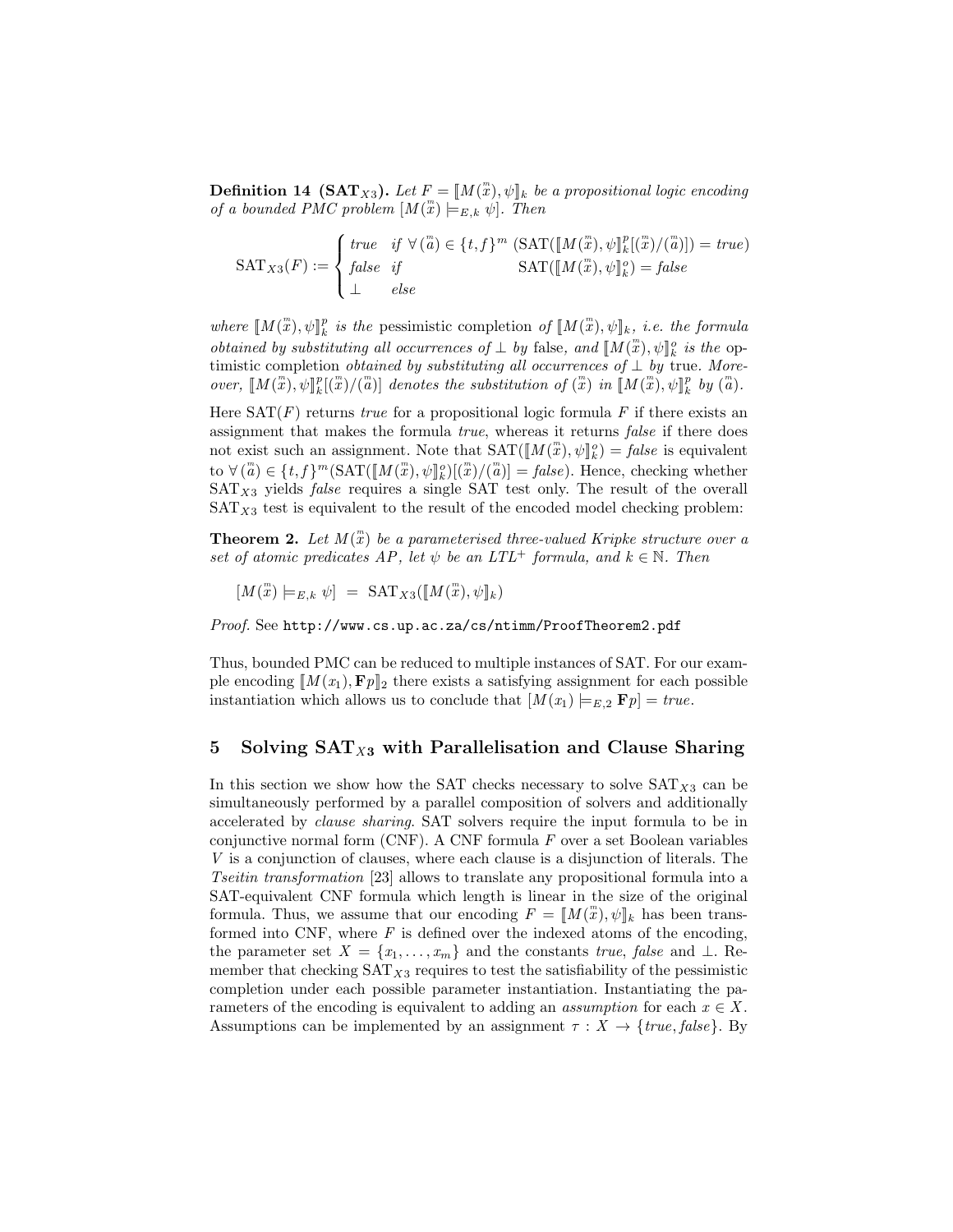**Definition 14 (SAT$_{X3}$).** *Let $F = [\![M(\overset{m}{x}), \psi]\!]_k$ be a propositional logic encoding of a bounded PMC problem $[M(\overset{m}{x}) \models_{E,k} \psi]$. Then*

$$\mathrm{SAT}_{X3}(F) := \begin{cases} \mathit{true} & \mathit{if}\ \forall\,(\overset{m}{a}) \in \{t,f\}^m\ (\mathrm{SAT}([\![M(\overset{m}{x}), \psi]\!]_k^p[(\overset{m}{x})/(\overset{m}{a})]) = \mathit{true}) \\ \mathit{false} & \mathit{if} \qquad\qquad\qquad\quad \mathrm{SAT}([\![M(\overset{m}{x}), \psi]\!]_k^o) = \mathit{false} \\ \bot & \mathit{else} \end{cases}$$

*where $[\![M(\overset{m}{x}), \psi]\!]_k^p$ is the* pessimistic completion *of $[\![M(\overset{m}{x}), \psi]\!]_k$, i.e. the formula obtained by substituting all occurrences of $\bot$ by* false*, and $[\![M(\overset{m}{x}), \psi]\!]_k^o$ is the* optimistic completion *obtained by substituting all occurrences of $\bot$ by* true*. Moreover, $[\![M(\overset{m}{x}), \psi]\!]_k^p[(\overset{m}{x})/(\overset{m}{a})]$ denotes the substitution of $(\overset{m}{x})$ in $[\![M(\overset{m}{x}), \psi]\!]_k^p$ by $(\overset{m}{a})$.*

Here $\mathrm{SAT}(F)$ returns *true* for a propositional logic formula $F$ if there exists an assignment that makes the formula *true*, whereas it returns *false* if there does not exist such an assignment. Note that $\mathrm{SAT}([\![M(\overset{m}{x}), \psi]\!]_k^o) = \mathit{false}$ is equivalent to $\forall\,(\overset{m}{a}) \in \{t,f\}^m(\mathrm{SAT}([\![M(\overset{m}{x}), \psi]\!]_k^o)[(\overset{m}{x})/(\overset{m}{a})] = \mathit{false})$. Hence, checking whether $\mathrm{SAT}_{X3}$ yields *false* requires a single SAT test only. The result of the overall $\mathrm{SAT}_{X3}$ test is equivalent to the result of the encoded model checking problem:

**Theorem 2.** *Let $M(\overset{m}{x})$ be a parameterised three-valued Kripke structure over a set of atomic predicates $AP$, let $\psi$ be an $LTL^+$ formula, and $k \in \mathbb{N}$. Then*

$$[M(\overset{m}{x}) \models_{E,k} \psi] \ = \ \mathrm{SAT}_{X3}([\![M(\overset{m}{x}), \psi]\!]_k)$$

*Proof.* See `http://www.cs.up.ac.za/cs/ntimm/ProofTheorem2.pdf`

Thus, bounded PMC can be reduced to multiple instances of SAT. For our example encoding $[\![M(x_1), \mathbf{F}p]\!]_2$ there exists a satisfying assignment for each possible instantiation which allows us to conclude that $[M(x_1) \models_{E,2} \mathbf{F}p] = \mathit{true}$.

## 5 Solving SAT$_{X3}$ with Parallelisation and Clause Sharing

In this section we show how the SAT checks necessary to solve $\mathrm{SAT}_{X3}$ can be simultaneously performed by a parallel composition of solvers and additionally accelerated by *clause sharing*. SAT solvers require the input formula to be in conjunctive normal form (CNF). A CNF formula $F$ over a set Boolean variables $V$ is a conjunction of clauses, where each clause is a disjunction of literals. The *Tseitin transformation* [23] allows to translate any propositional formula into a SAT-equivalent CNF formula which length is linear in the size of the original formula. Thus, we assume that our encoding $F = [\![M(\overset{m}{x}), \psi]\!]_k$ has been transformed into CNF, where $F$ is defined over the indexed atoms of the encoding, the parameter set $X = \{x_1, \ldots, x_m\}$ and the constants *true*, *false* and $\bot$. Remember that checking $\mathrm{SAT}_{X3}$ requires to test the satisfiability of the pessimistic completion under each possible parameter instantiation. Instantiating the parameters of the encoding is equivalent to adding an *assumption* for each $x \in X$. Assumptions can be implemented by an assignment $\tau : X \to \{\mathit{true}, \mathit{false}\}$. By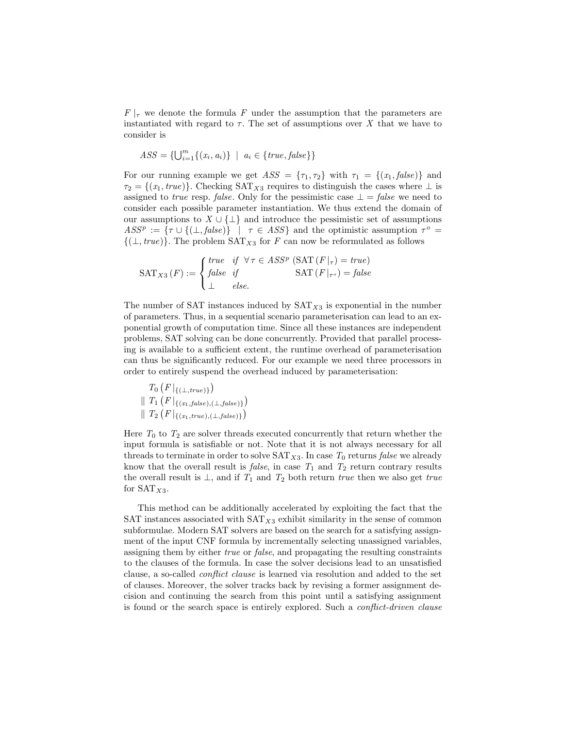$F\mid_\tau$ we denote the formula $F$ under the assumption that the parameters are instantiated with regard to $\tau$. The set of assumptions over $X$ that we have to consider is

$$ASS = \{\bigcup_{i=1}^{m}\{(x_i, a_i)\} \;\mid\; a_i \in \{true, false\}\}$$

For our running example we get $ASS = \{\tau_1, \tau_2\}$ with $\tau_1 = \{(x_1, false)\}$ and $\tau_2 = \{(x_1, true)\}$. Checking $\text{SAT}_{X3}$ requires to distinguish the cases where $\bot$ is assigned to *true* resp. *false*. Only for the pessimistic case $\bot = false$ we need to consider each possible parameter instantiation. We thus extend the domain of our assumptions to $X \cup \{\bot\}$ and introduce the pessimistic set of assumptions $ASS^p := \{\tau \cup \{(\bot, false)\} \;\mid\; \tau \in ASS\}$ and the optimistic assumption $\tau^o = \{(\bot, true)\}$. The problem $\text{SAT}_{X3}$ for $F$ can now be reformulated as follows

$$\text{SAT}_{X3}(F) := \begin{cases} true & \text{if } \forall\, \tau \in ASS^p \; (\text{SAT}(F\mid_\tau) = true) \\ false & \text{if } \qquad\qquad \text{SAT}(F\mid_{\tau^o}) = false \\ \bot & \text{else.} \end{cases}$$

The number of SAT instances induced by $\text{SAT}_{X3}$ is exponential in the number of parameters. Thus, in a sequential scenario parameterisation can lead to an exponential growth of computation time. Since all these instances are independent problems, SAT solving can be done concurrently. Provided that parallel processing is available to a sufficient extent, the runtime overhead of parameterisation can thus be significantly reduced. For our example we need three processors in order to entirely suspend the overhead induced by parameterisation:

$$\begin{aligned} & T_0\left(F\mid_{\{(\bot,true)\}}\right) \\ \parallel\; & T_1\left(F\mid_{\{(x_1,false),(\bot,false)\}}\right) \\ \parallel\; & T_2\left(F\mid_{\{(x_1,true),(\bot,false)\}}\right) \end{aligned}$$

Here $T_0$ to $T_2$ are solver threads executed concurrently that return whether the input formula is satisfiable or not. Note that it is not always necessary for all threads to terminate in order to solve $\text{SAT}_{X3}$. In case $T_0$ returns *false* we already know that the overall result is *false*, in case $T_1$ and $T_2$ return contrary results the overall result is $\bot$, and if $T_1$ and $T_2$ both return *true* then we also get *true* for $\text{SAT}_{X3}$.

This method can be additionally accelerated by exploiting the fact that the SAT instances associated with $\text{SAT}_{X3}$ exhibit similarity in the sense of common subformulae. Modern SAT solvers are based on the search for a satisfying assignment of the input CNF formula by incrementally selecting unassigned variables, assigning them by either *true* or *false*, and propagating the resulting constraints to the clauses of the formula. In case the solver decisions lead to an unsatisfied clause, a so-called *conflict clause* is learned via resolution and added to the set of clauses. Moreover, the solver tracks back by revising a former assignment decision and continuing the search from this point until a satisfying assignment is found or the search space is entirely explored. Such a *conflict-driven clause*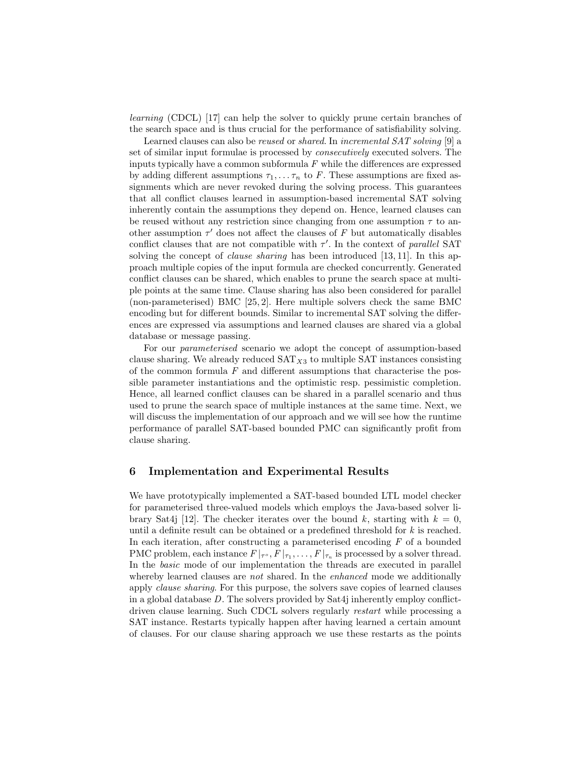*learning* (CDCL) [17] can help the solver to quickly prune certain branches of the search space and is thus crucial for the performance of satisfiability solving.

Learned clauses can also be *reused* or *shared*. In *incremental SAT solving* [9] a set of similar input formulae is processed by *consecutively* executed solvers. The inputs typically have a common subformula $F$ while the differences are expressed by adding different assumptions $\tau_1, \ldots \tau_n$ to $F$. These assumptions are fixed assignments which are never revoked during the solving process. This guarantees that all conflict clauses learned in assumption-based incremental SAT solving inherently contain the assumptions they depend on. Hence, learned clauses can be reused without any restriction since changing from one assumption $\tau$ to another assumption $\tau'$ does not affect the clauses of $F$ but automatically disables conflict clauses that are not compatible with $\tau'$. In the context of *parallel* SAT solving the concept of *clause sharing* has been introduced [13, 11]. In this approach multiple copies of the input formula are checked concurrently. Generated conflict clauses can be shared, which enables to prune the search space at multiple points at the same time. Clause sharing has also been considered for parallel (non-parameterised) BMC [25, 2]. Here multiple solvers check the same BMC encoding but for different bounds. Similar to incremental SAT solving the differences are expressed via assumptions and learned clauses are shared via a global database or message passing.

For our *parameterised* scenario we adopt the concept of assumption-based clause sharing. We already reduced $\mathrm{SAT}_{X3}$ to multiple SAT instances consisting of the common formula $F$ and different assumptions that characterise the possible parameter instantiations and the optimistic resp. pessimistic completion. Hence, all learned conflict clauses can be shared in a parallel scenario and thus used to prune the search space of multiple instances at the same time. Next, we will discuss the implementation of our approach and we will see how the runtime performance of parallel SAT-based bounded PMC can significantly profit from clause sharing.

## 6 Implementation and Experimental Results

We have prototypically implemented a SAT-based bounded LTL model checker for parameterised three-valued models which employs the Java-based solver library Sat4j [12]. The checker iterates over the bound $k$, starting with $k = 0$, until a definite result can be obtained or a predefined threshold for $k$ is reached. In each iteration, after constructing a parameterised encoding $F$ of a bounded PMC problem, each instance $F|_{\tau^o}, F|_{\tau_1}, \ldots, F|_{\tau_n}$ is processed by a solver thread. In the *basic* mode of our implementation the threads are executed in parallel whereby learned clauses are *not* shared. In the *enhanced* mode we additionally apply *clause sharing*. For this purpose, the solvers save copies of learned clauses in a global database $D$. The solvers provided by Sat4j inherently employ conflict-driven clause learning. Such CDCL solvers regularly *restart* while processing a SAT instance. Restarts typically happen after having learned a certain amount of clauses. For our clause sharing approach we use these restarts as the points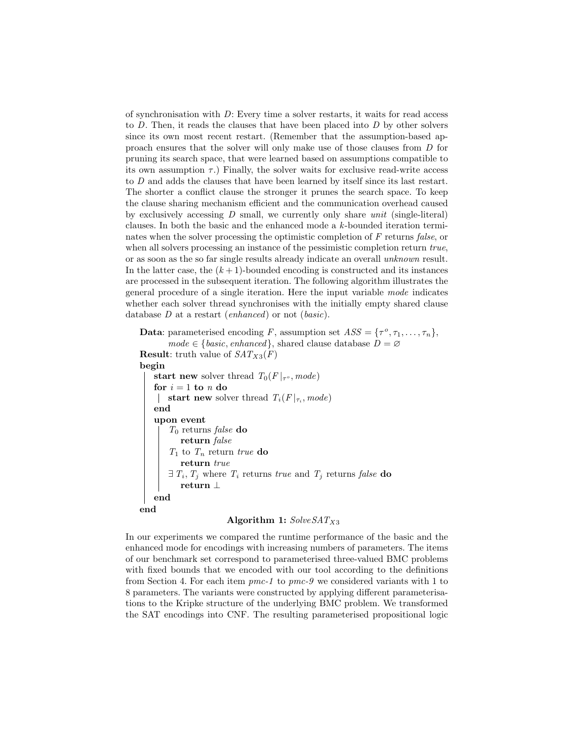of synchronisation with $D$: Every time a solver restarts, it waits for read access to $D$. Then, it reads the clauses that have been placed into $D$ by other solvers since its own most recent restart. (Remember that the assumption-based approach ensures that the solver will only make use of those clauses from $D$ for pruning its search space, that were learned based on assumptions compatible to its own assumption $\tau$.) Finally, the solver waits for exclusive read-write access to $D$ and adds the clauses that have been learned by itself since its last restart. The shorter a conflict clause the stronger it prunes the search space. To keep the clause sharing mechanism efficient and the communication overhead caused by exclusively accessing $D$ small, we currently only share *unit* (single-literal) clauses. In both the basic and the enhanced mode a $k$-bounded iteration terminates when the solver processing the optimistic completion of $F$ returns *false*, or when all solvers processing an instance of the pessimistic completion return *true*, or as soon as the so far single results already indicate an overall *unknown* result. In the latter case, the $(k+1)$-bounded encoding is constructed and its instances are processed in the subsequent iteration. The following algorithm illustrates the general procedure of a single iteration. Here the input variable *mode* indicates whether each solver thread synchronises with the initially empty shared clause database $D$ at a restart (*enhanced*) or not (*basic*).

```
Data: parameterised encoding F, assumption set ASS = {τ^o, τ_1, ..., τ_n},
      mode ∈ {basic, enhanced}, shared clause database D = ∅
Result: truth value of SAT_X3(F)
begin
    start new solver thread T_0(F|_{τ^o}, mode)
    for i = 1 to n do
        start new solver thread T_i(F|_{τ_i}, mode)
    end
    upon event
        T_0 returns false do
            return false
        T_1 to T_n return true do
            return true
        ∃ T_i, T_j where T_i returns true and T_j returns false do
            return ⊥
    end
end
```

**Algorithm 1:** $SolveSAT_{X3}$

In our experiments we compared the runtime performance of the basic and the enhanced mode for encodings with increasing numbers of parameters. The items of our benchmark set correspond to parameterised three-valued BMC problems with fixed bounds that we encoded with our tool according to the definitions from Section 4. For each item *pmc-1* to *pmc-9* we considered variants with 1 to 8 parameters. The variants were constructed by applying different parameterisations to the Kripke structure of the underlying BMC problem. We transformed the SAT encodings into CNF. The resulting parameterised propositional logic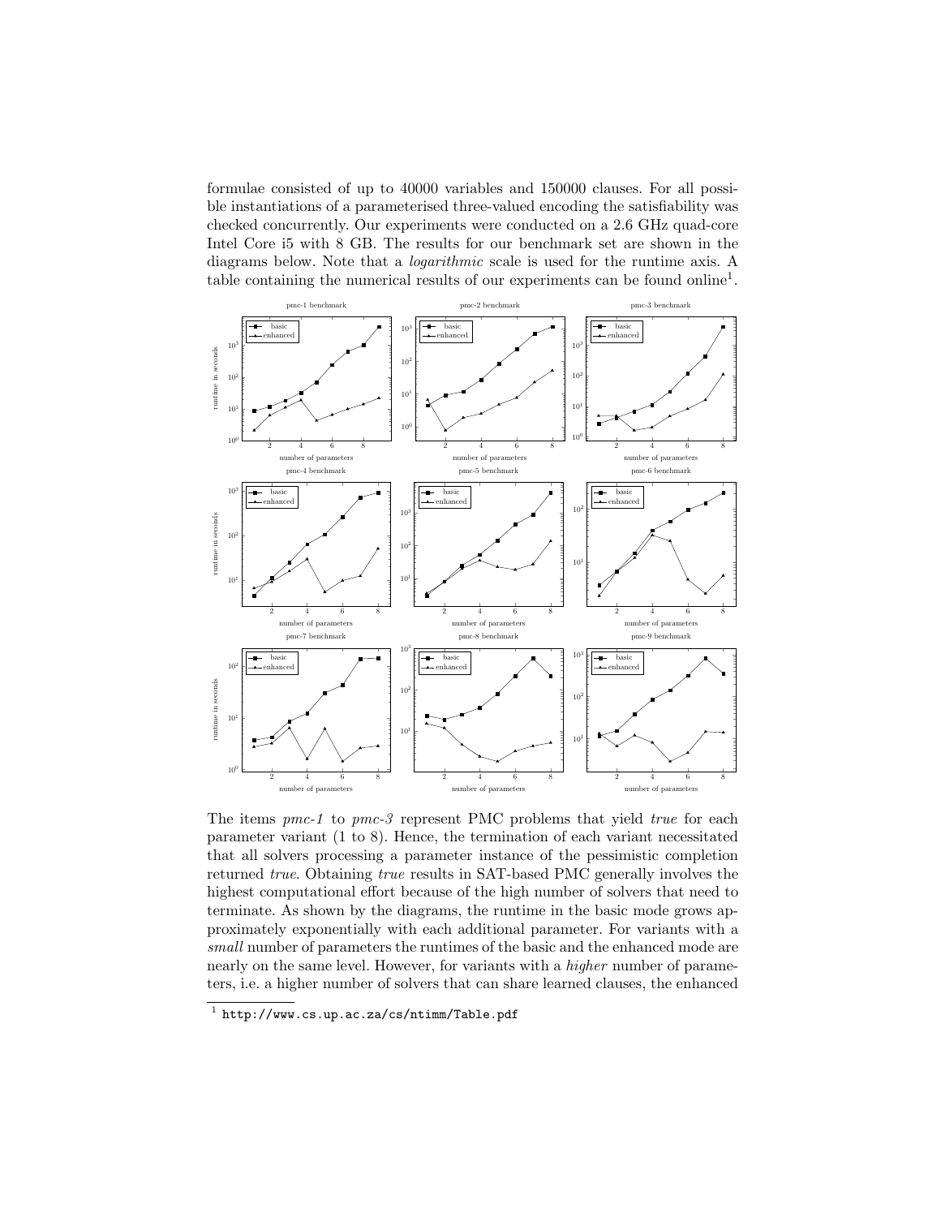formulae consisted of up to 40000 variables and 150000 clauses. For all possible instantiations of a parameterised three-valued encoding the satisfiability was checked concurrently. Our experiments were conducted on a 2.6 GHz quad-core Intel Core i5 with 8 GB. The results for our benchmark set are shown in the diagrams below. Note that a *logarithmic* scale is used for the runtime axis. A table containing the numerical results of our experiments can be found online[1].

The items *pmc-1* to *pmc-3* represent PMC problems that yield *true* for each parameter variant (1 to 8). Hence, the termination of each variant necessitated that all solvers processing a parameter instance of the pessimistic completion returned *true*. Obtaining *true* results in SAT-based PMC generally involves the highest computational effort because of the high number of solvers that need to terminate. As shown by the diagrams, the runtime in the basic mode grows approximately exponentially with each additional parameter. For variants with a *small* number of parameters the runtimes of the basic and the enhanced mode are nearly on the same level. However, for variants with a *higher* number of parameters, i.e. a higher number of solvers that can share learned clauses, the enhanced

[1] http://www.cs.up.ac.za/cs/ntimm/Table.pdf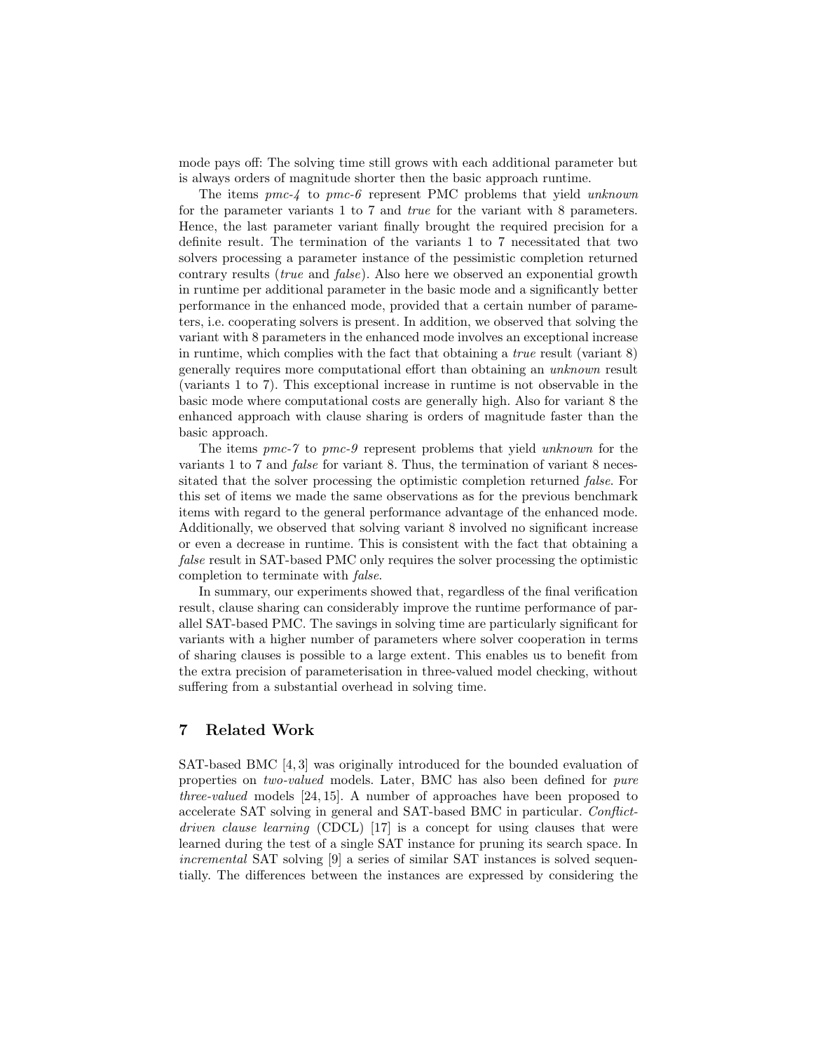mode pays off: The solving time still grows with each additional parameter but is always orders of magnitude shorter then the basic approach runtime.

The items *pmc-4* to *pmc-6* represent PMC problems that yield *unknown* for the parameter variants 1 to 7 and *true* for the variant with 8 parameters. Hence, the last parameter variant finally brought the required precision for a definite result. The termination of the variants 1 to 7 necessitated that two solvers processing a parameter instance of the pessimistic completion returned contrary results (*true* and *false*). Also here we observed an exponential growth in runtime per additional parameter in the basic mode and a significantly better performance in the enhanced mode, provided that a certain number of parameters, i.e. cooperating solvers is present. In addition, we observed that solving the variant with 8 parameters in the enhanced mode involves an exceptional increase in runtime, which complies with the fact that obtaining a *true* result (variant 8) generally requires more computational effort than obtaining an *unknown* result (variants 1 to 7). This exceptional increase in runtime is not observable in the basic mode where computational costs are generally high. Also for variant 8 the enhanced approach with clause sharing is orders of magnitude faster than the basic approach.

The items *pmc-7* to *pmc-9* represent problems that yield *unknown* for the variants 1 to 7 and *false* for variant 8. Thus, the termination of variant 8 necessitated that the solver processing the optimistic completion returned *false*. For this set of items we made the same observations as for the previous benchmark items with regard to the general performance advantage of the enhanced mode. Additionally, we observed that solving variant 8 involved no significant increase or even a decrease in runtime. This is consistent with the fact that obtaining a *false* result in SAT-based PMC only requires the solver processing the optimistic completion to terminate with *false*.

In summary, our experiments showed that, regardless of the final verification result, clause sharing can considerably improve the runtime performance of parallel SAT-based PMC. The savings in solving time are particularly significant for variants with a higher number of parameters where solver cooperation in terms of sharing clauses is possible to a large extent. This enables us to benefit from the extra precision of parameterisation in three-valued model checking, without suffering from a substantial overhead in solving time.

## 7 Related Work

SAT-based BMC [4, 3] was originally introduced for the bounded evaluation of properties on *two-valued* models. Later, BMC has also been defined for *pure three-valued* models [24, 15]. A number of approaches have been proposed to accelerate SAT solving in general and SAT-based BMC in particular. *Conflict-driven clause learning* (CDCL) [17] is a concept for using clauses that were learned during the test of a single SAT instance for pruning its search space. In *incremental* SAT solving [9] a series of similar SAT instances is solved sequentially. The differences between the instances are expressed by considering the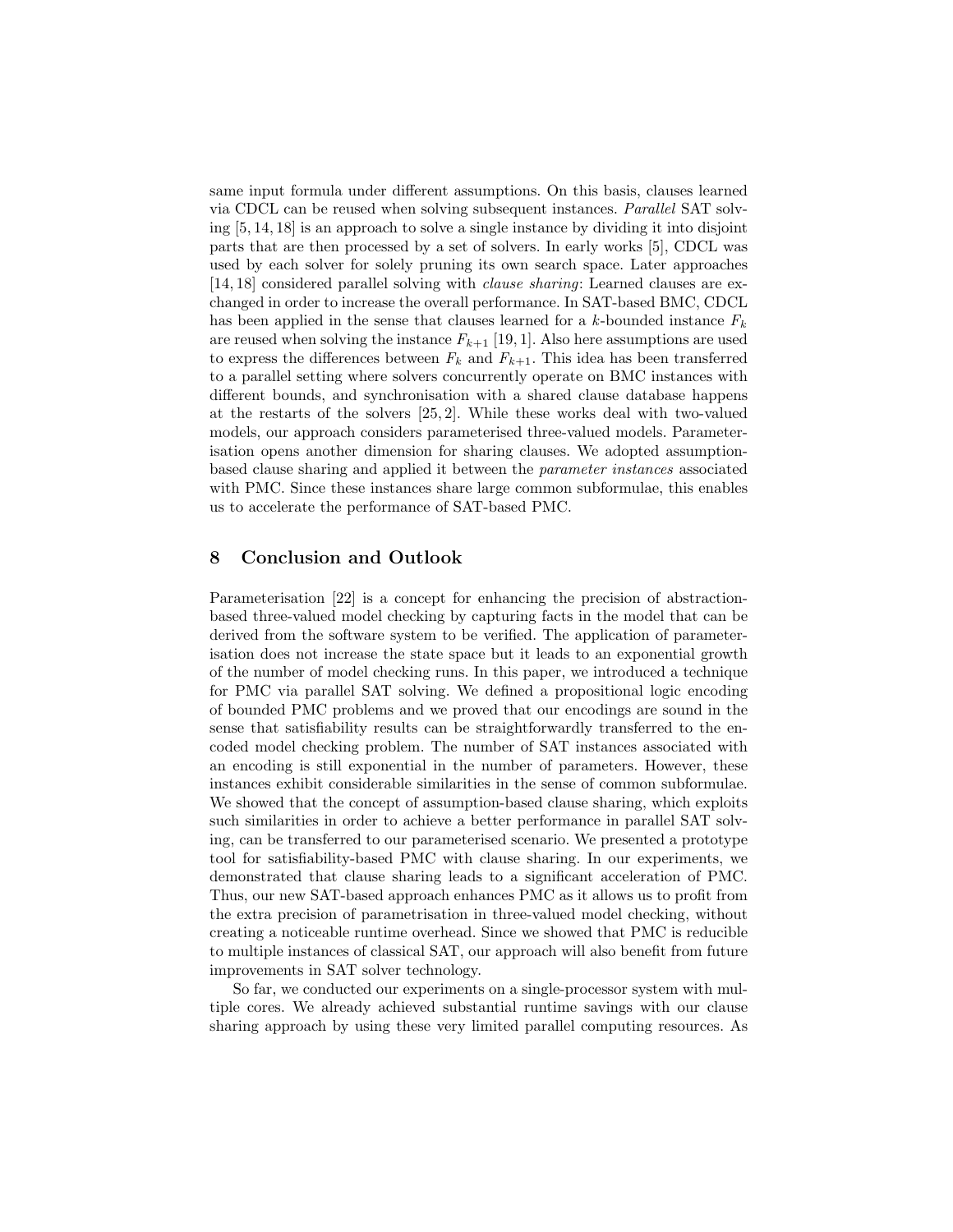same input formula under different assumptions. On this basis, clauses learned via CDCL can be reused when solving subsequent instances. *Parallel* SAT solving [5, 14, 18] is an approach to solve a single instance by dividing it into disjoint parts that are then processed by a set of solvers. In early works [5], CDCL was used by each solver for solely pruning its own search space. Later approaches [14, 18] considered parallel solving with *clause sharing*: Learned clauses are exchanged in order to increase the overall performance. In SAT-based BMC, CDCL has been applied in the sense that clauses learned for a $k$-bounded instance $F_k$ are reused when solving the instance $F_{k+1}$ [19, 1]. Also here assumptions are used to express the differences between $F_k$ and $F_{k+1}$. This idea has been transferred to a parallel setting where solvers concurrently operate on BMC instances with different bounds, and synchronisation with a shared clause database happens at the restarts of the solvers [25, 2]. While these works deal with two-valued models, our approach considers parameterised three-valued models. Parameterisation opens another dimension for sharing clauses. We adopted assumption-based clause sharing and applied it between the *parameter instances* associated with PMC. Since these instances share large common subformulae, this enables us to accelerate the performance of SAT-based PMC.

## 8 Conclusion and Outlook

Parameterisation [22] is a concept for enhancing the precision of abstraction-based three-valued model checking by capturing facts in the model that can be derived from the software system to be verified. The application of parameterisation does not increase the state space but it leads to an exponential growth of the number of model checking runs. In this paper, we introduced a technique for PMC via parallel SAT solving. We defined a propositional logic encoding of bounded PMC problems and we proved that our encodings are sound in the sense that satisfiability results can be straightforwardly transferred to the encoded model checking problem. The number of SAT instances associated with an encoding is still exponential in the number of parameters. However, these instances exhibit considerable similarities in the sense of common subformulae. We showed that the concept of assumption-based clause sharing, which exploits such similarities in order to achieve a better performance in parallel SAT solving, can be transferred to our parameterised scenario. We presented a prototype tool for satisfiability-based PMC with clause sharing. In our experiments, we demonstrated that clause sharing leads to a significant acceleration of PMC. Thus, our new SAT-based approach enhances PMC as it allows us to profit from the extra precision of parametrisation in three-valued model checking, without creating a noticeable runtime overhead. Since we showed that PMC is reducible to multiple instances of classical SAT, our approach will also benefit from future improvements in SAT solver technology.

So far, we conducted our experiments on a single-processor system with multiple cores. We already achieved substantial runtime savings with our clause sharing approach by using these very limited parallel computing resources. As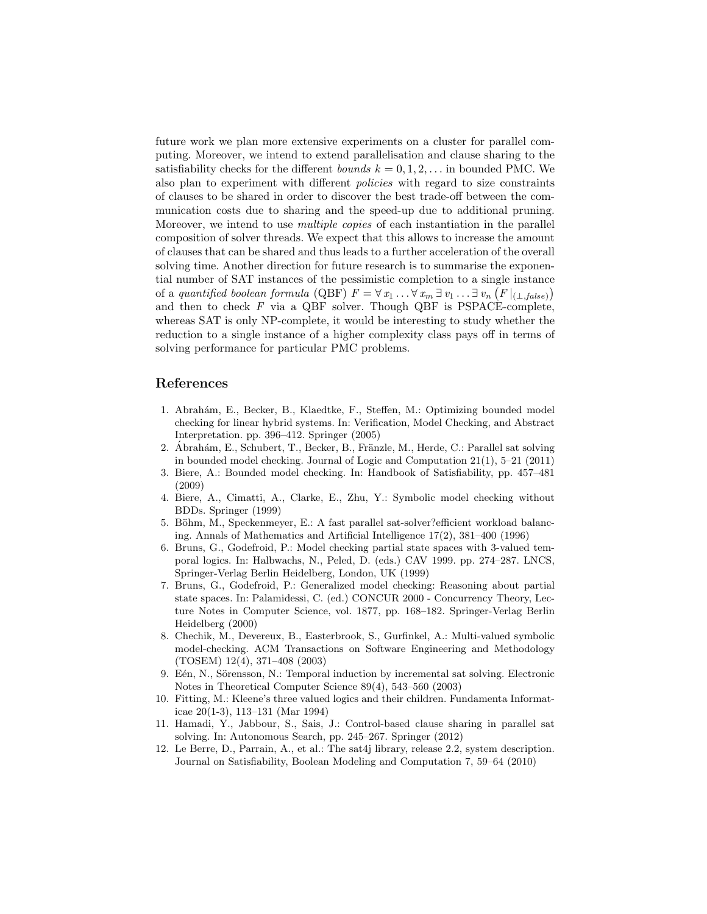future work we plan more extensive experiments on a cluster for parallel computing. Moreover, we intend to extend parallelisation and clause sharing to the satisfiability checks for the different *bounds* $k = 0, 1, 2, \ldots$ in bounded PMC. We also plan to experiment with different *policies* with regard to size constraints of clauses to be shared in order to discover the best trade-off between the communication costs due to sharing and the speed-up due to additional pruning. Moreover, we intend to use *multiple copies* of each instantiation in the parallel composition of solver threads. We expect that this allows to increase the amount of clauses that can be shared and thus leads to a further acceleration of the overall solving time. Another direction for future research is to summarise the exponential number of SAT instances of the pessimistic completion to a single instance of a *quantified boolean formula* (QBF) $F = \forall\, x_1 \ldots \forall\, x_m \,\exists\, v_1 \ldots \exists\, v_n \left(F\,|_{(\bot,false)}\right)$ and then to check $F$ via a QBF solver. Though QBF is PSPACE-complete, whereas SAT is only NP-complete, it would be interesting to study whether the reduction to a single instance of a higher complexity class pays off in terms of solving performance for particular PMC problems.

## References

1. Abrahám, E., Becker, B., Klaedtke, F., Steffen, M.: Optimizing bounded model checking for linear hybrid systems. In: Verification, Model Checking, and Abstract Interpretation. pp. 396–412. Springer (2005)
2. Ábrahám, E., Schubert, T., Becker, B., Fränzle, M., Herde, C.: Parallel sat solving in bounded model checking. Journal of Logic and Computation 21(1), 5–21 (2011)
3. Biere, A.: Bounded model checking. In: Handbook of Satisfiability, pp. 457–481 (2009)
4. Biere, A., Cimatti, A., Clarke, E., Zhu, Y.: Symbolic model checking without BDDs. Springer (1999)
5. Böhm, M., Speckenmeyer, E.: A fast parallel sat-solver?efficient workload balancing. Annals of Mathematics and Artificial Intelligence 17(2), 381–400 (1996)
6. Bruns, G., Godefroid, P.: Model checking partial state spaces with 3-valued temporal logics. In: Halbwachs, N., Peled, D. (eds.) CAV 1999. pp. 274–287. LNCS, Springer-Verlag Berlin Heidelberg, London, UK (1999)
7. Bruns, G., Godefroid, P.: Generalized model checking: Reasoning about partial state spaces. In: Palamidessi, C. (ed.) CONCUR 2000 - Concurrency Theory, Lecture Notes in Computer Science, vol. 1877, pp. 168–182. Springer-Verlag Berlin Heidelberg (2000)
8. Chechik, M., Devereux, B., Easterbrook, S., Gurfinkel, A.: Multi-valued symbolic model-checking. ACM Transactions on Software Engineering and Methodology (TOSEM) 12(4), 371–408 (2003)
9. Eén, N., Sörensson, N.: Temporal induction by incremental sat solving. Electronic Notes in Theoretical Computer Science 89(4), 543–560 (2003)
10. Fitting, M.: Kleene's three valued logics and their children. Fundamenta Informaticae 20(1-3), 113–131 (Mar 1994)
11. Hamadi, Y., Jabbour, S., Sais, J.: Control-based clause sharing in parallel sat solving. In: Autonomous Search, pp. 245–267. Springer (2012)
12. Le Berre, D., Parrain, A., et al.: The sat4j library, release 2.2, system description. Journal on Satisfiability, Boolean Modeling and Computation 7, 59–64 (2010)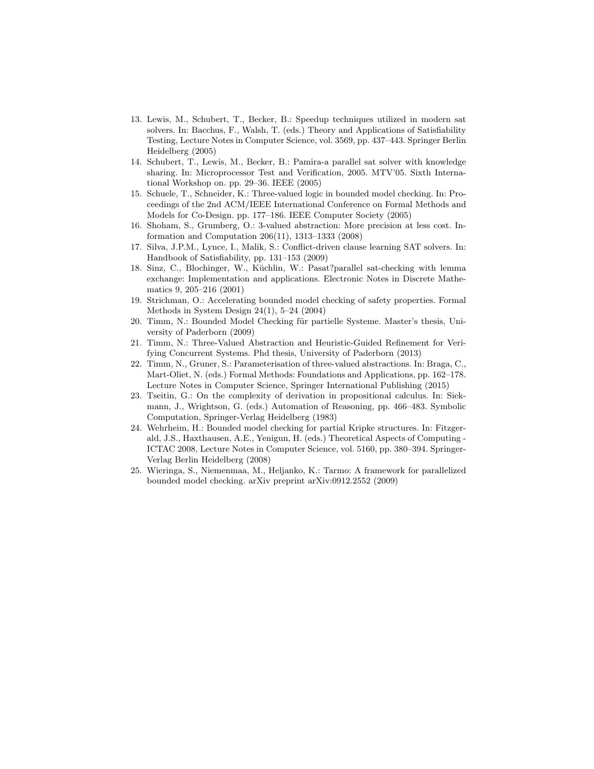13. Lewis, M., Schubert, T., Becker, B.: Speedup techniques utilized in modern sat solvers. In: Bacchus, F., Walsh, T. (eds.) Theory and Applications of Satisfiability Testing, Lecture Notes in Computer Science, vol. 3569, pp. 437–443. Springer Berlin Heidelberg (2005)
14. Schubert, T., Lewis, M., Becker, B.: Pamira-a parallel sat solver with knowledge sharing. In: Microprocessor Test and Verification, 2005. MTV'05. Sixth International Workshop on. pp. 29–36. IEEE (2005)
15. Schuele, T., Schneider, K.: Three-valued logic in bounded model checking. In: Proceedings of the 2nd ACM/IEEE International Conference on Formal Methods and Models for Co-Design. pp. 177–186. IEEE Computer Society (2005)
16. Shoham, S., Grumberg, O.: 3-valued abstraction: More precision at less cost. Information and Computation 206(11), 1313–1333 (2008)
17. Silva, J.P.M., Lynce, I., Malik, S.: Conflict-driven clause learning SAT solvers. In: Handbook of Satisfiability, pp. 131–153 (2009)
18. Sinz, C., Blochinger, W., Küchlin, W.: Pasat?parallel sat-checking with lemma exchange: Implementation and applications. Electronic Notes in Discrete Mathematics 9, 205–216 (2001)
19. Strichman, O.: Accelerating bounded model checking of safety properties. Formal Methods in System Design 24(1), 5–24 (2004)
20. Timm, N.: Bounded Model Checking für partielle Systeme. Master's thesis, University of Paderborn (2009)
21. Timm, N.: Three-Valued Abstraction and Heuristic-Guided Refinement for Verifying Concurrent Systems. Phd thesis, University of Paderborn (2013)
22. Timm, N., Gruner, S.: Parameterisation of three-valued abstractions. In: Braga, C., Mart-Oliet, N. (eds.) Formal Methods: Foundations and Applications, pp. 162–178. Lecture Notes in Computer Science, Springer International Publishing (2015)
23. Tseitin, G.: On the complexity of derivation in propositional calculus. In: Siekmann, J., Wrightson, G. (eds.) Automation of Reasoning, pp. 466–483. Symbolic Computation, Springer-Verlag Heidelberg (1983)
24. Wehrheim, H.: Bounded model checking for partial Kripke structures. In: Fitzgerald, J.S., Haxthausen, A.E., Yenigun, H. (eds.) Theoretical Aspects of Computing - ICTAC 2008, Lecture Notes in Computer Science, vol. 5160, pp. 380–394. Springer-Verlag Berlin Heidelberg (2008)
25. Wieringa, S., Niemenmaa, M., Heljanko, K.: Tarmo: A framework for parallelized bounded model checking. arXiv preprint arXiv:0912.2552 (2009)